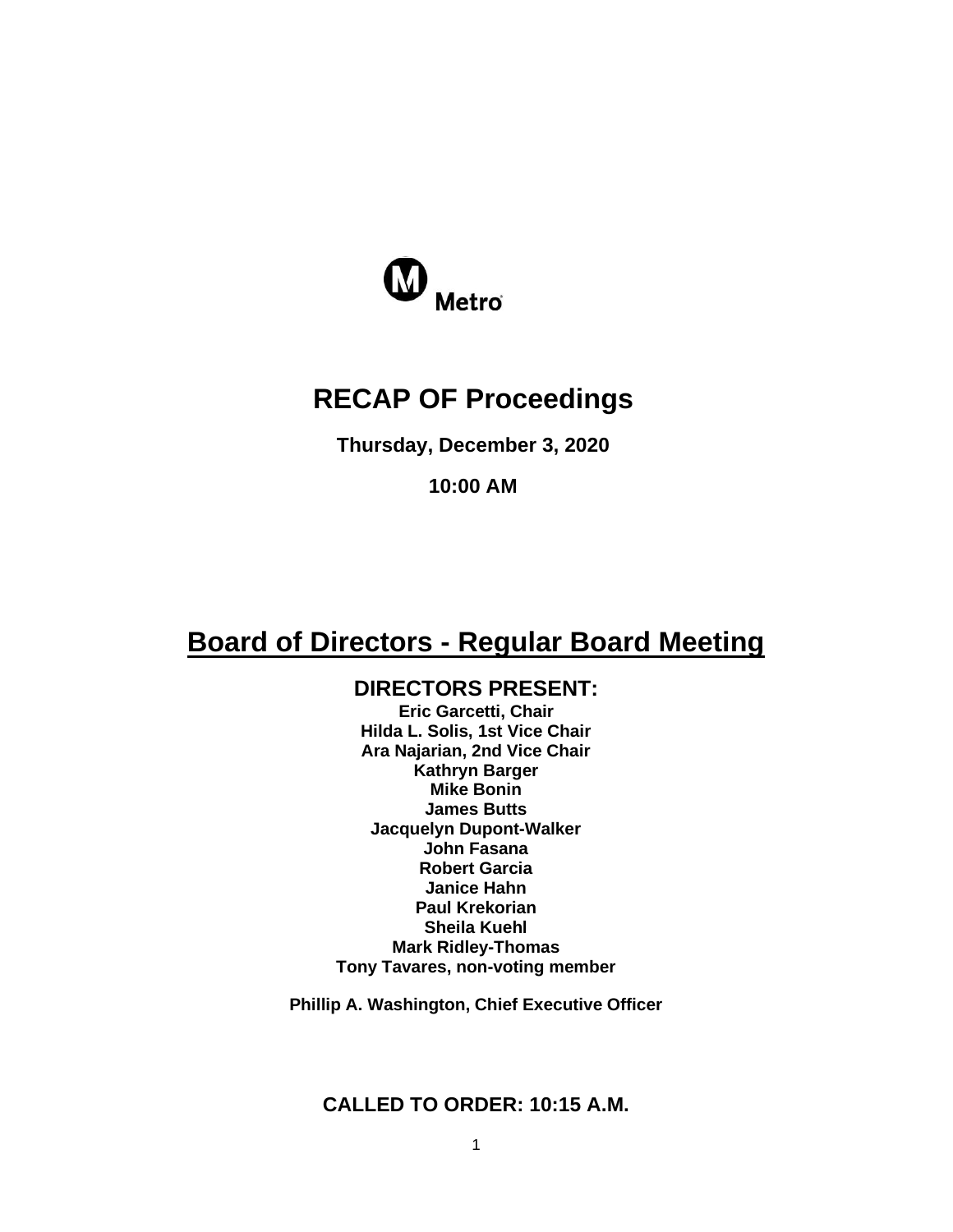Metro

# RECAP OF Proceedings

**Thursday, December 3, 2020**

**10:00 AM**

## Board of Directors - Regular Board Meeting

### DIRECTORS PRESENT:

**Eric Garcetti, Chair**
**Hilda L. Solis, 1st Vice Chair**
**Ara Najarian, 2nd Vice Chair**
**Kathryn Barger**
**Mike Bonin**
**James Butts**
**Jacquelyn Dupont-Walker**
**John Fasana**
**Robert Garcia**
**Janice Hahn**
**Paul Krekorian**
**Sheila Kuehl**
**Mark Ridley-Thomas**
**Tony Tavares, non-voting member**

**Phillip A. Washington, Chief Executive Officer**

### CALLED TO ORDER: 10:15 A.M.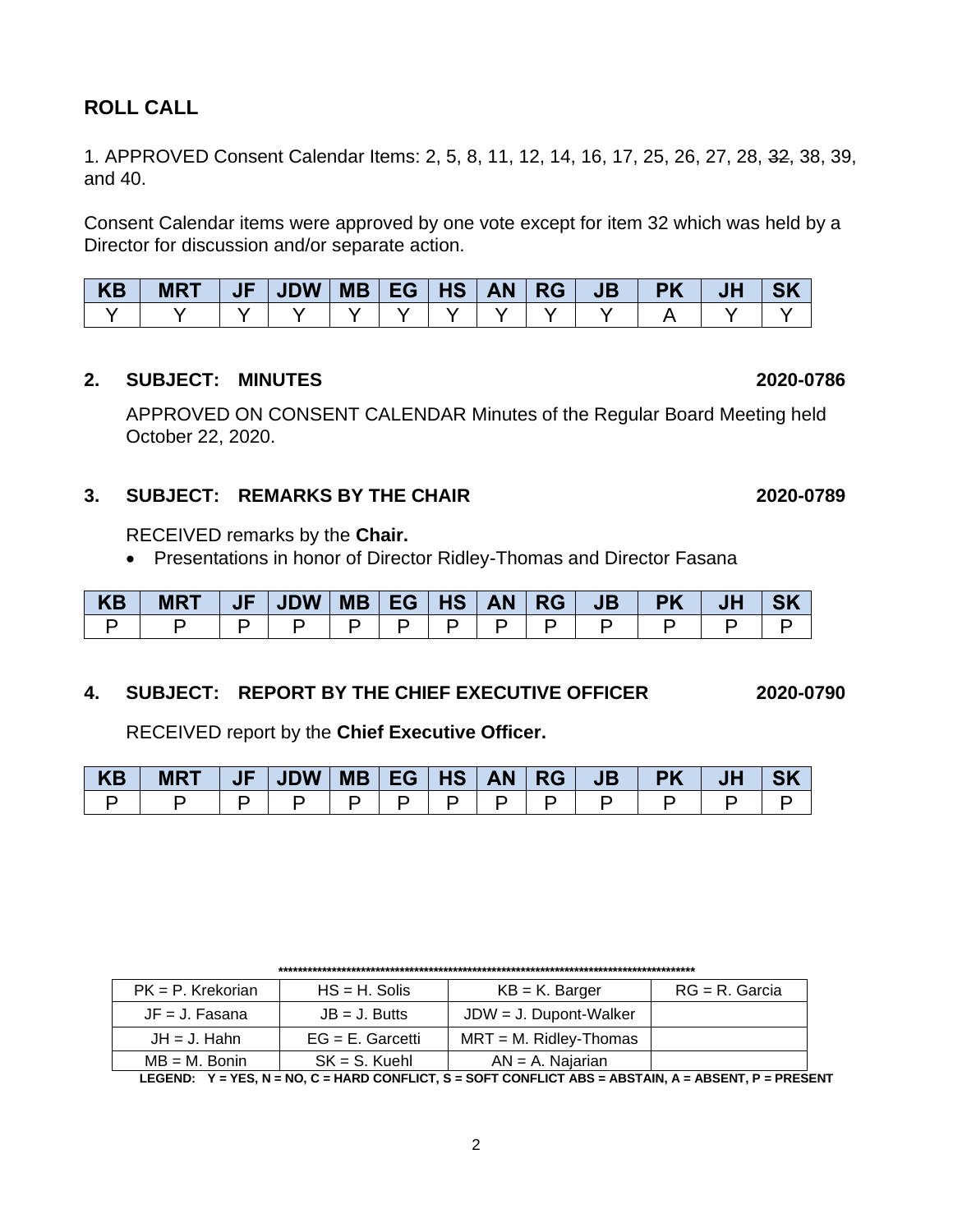## ROLL CALL

1. APPROVED Consent Calendar Items: 2, 5, 8, 11, 12, 14, 16, 17, 25, 26, 27, 28, ~~32~~, 38, 39, and 40.

Consent Calendar items were approved by one vote except for item 32 which was held by a Director for discussion and/or separate action.

| KB | MRT | JF | JDW | MB | EG | HS | AN | RG | JB | PK | JH | SK |
|---|---|---|---|---|---|---|---|---|---|---|---|---|
| Y | Y | Y | Y | Y | Y | Y | Y | Y | Y | A | Y | Y |

**2. SUBJECT: MINUTES 2020-0786**

APPROVED ON CONSENT CALENDAR Minutes of the Regular Board Meeting held October 22, 2020.

**3. SUBJECT: REMARKS BY THE CHAIR 2020-0789**

RECEIVED remarks by the **Chair.**

- Presentations in honor of Director Ridley-Thomas and Director Fasana

| KB | MRT | JF | JDW | MB | EG | HS | AN | RG | JB | PK | JH | SK |
|---|---|---|---|---|---|---|---|---|---|---|---|---|
| P | P | P | P | P | P | P | P | P | P | P | P | P |

**4. SUBJECT: REPORT BY THE CHIEF EXECUTIVE OFFICER 2020-0790**

RECEIVED report by the **Chief Executive Officer.**

| KB | MRT | JF | JDW | MB | EG | HS | AN | RG | JB | PK | JH | SK |
|---|---|---|---|---|---|---|---|---|---|---|---|---|
| P | P | P | P | P | P | P | P | P | P | P | P | P |

*****************************************************************************************

| PK = P. Krekorian | HS = H. Solis | KB = K. Barger | RG = R. Garcia |
|---|---|---|---|
| JF = J. Fasana | JB = J. Butts | JDW = J. Dupont-Walker | |
| JH = J. Hahn | EG = E. Garcetti | MRT = M. Ridley-Thomas | |
| MB = M. Bonin | SK = S. Kuehl | AN = A. Najarian | |

**LEGEND: Y = YES, N = NO, C = HARD CONFLICT, S = SOFT CONFLICT ABS = ABSTAIN, A = ABSENT, P = PRESENT**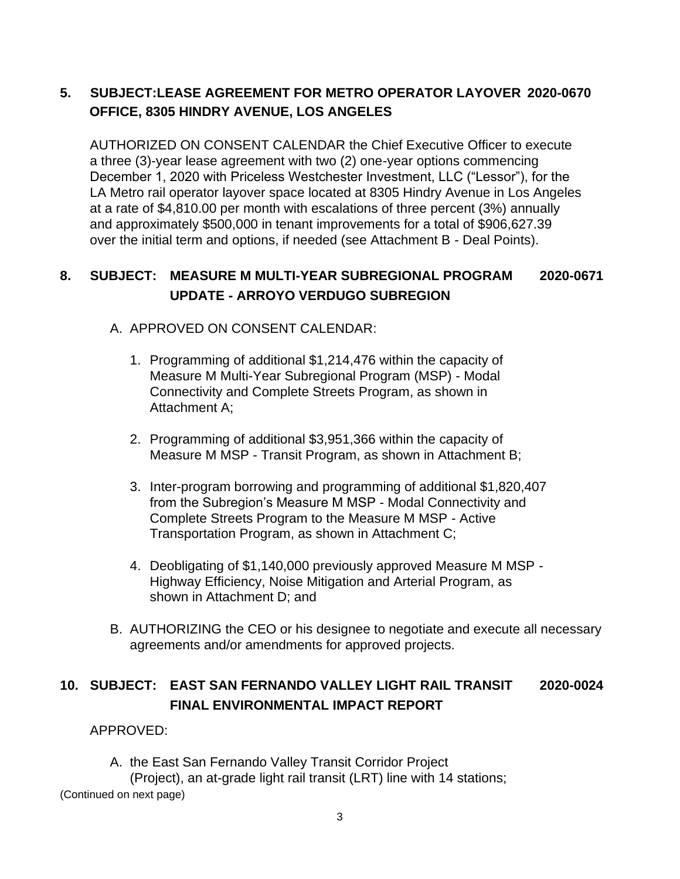**5. SUBJECT:LEASE AGREEMENT FOR METRO OPERATOR LAYOVER OFFICE, 8305 HINDRY AVENUE, LOS ANGELES 2020-0670**

AUTHORIZED ON CONSENT CALENDAR the Chief Executive Officer to execute a three (3)-year lease agreement with two (2) one-year options commencing December 1, 2020 with Priceless Westchester Investment, LLC ("Lessor"), for the LA Metro rail operator layover space located at 8305 Hindry Avenue in Los Angeles at a rate of $4,810.00 per month with escalations of three percent (3%) annually and approximately $500,000 in tenant improvements for a total of $906,627.39 over the initial term and options, if needed (see Attachment B - Deal Points).

**8. SUBJECT: MEASURE M MULTI-YEAR SUBREGIONAL PROGRAM UPDATE - ARROYO VERDUGO SUBREGION 2020-0671**

A. APPROVED ON CONSENT CALENDAR:

1. Programming of additional $1,214,476 within the capacity of Measure M Multi-Year Subregional Program (MSP) - Modal Connectivity and Complete Streets Program, as shown in Attachment A;

2. Programming of additional $3,951,366 within the capacity of Measure M MSP - Transit Program, as shown in Attachment B;

3. Inter-program borrowing and programming of additional $1,820,407 from the Subregion's Measure M MSP - Modal Connectivity and Complete Streets Program to the Measure M MSP - Active Transportation Program, as shown in Attachment C;

4. Deobligating of $1,140,000 previously approved Measure M MSP - Highway Efficiency, Noise Mitigation and Arterial Program, as shown in Attachment D; and

B. AUTHORIZING the CEO or his designee to negotiate and execute all necessary agreements and/or amendments for approved projects.

**10. SUBJECT: EAST SAN FERNANDO VALLEY LIGHT RAIL TRANSIT FINAL ENVIRONMENTAL IMPACT REPORT 2020-0024**

APPROVED:

A. the East San Fernando Valley Transit Corridor Project (Project), an at-grade light rail transit (LRT) line with 14 stations;

(Continued on next page)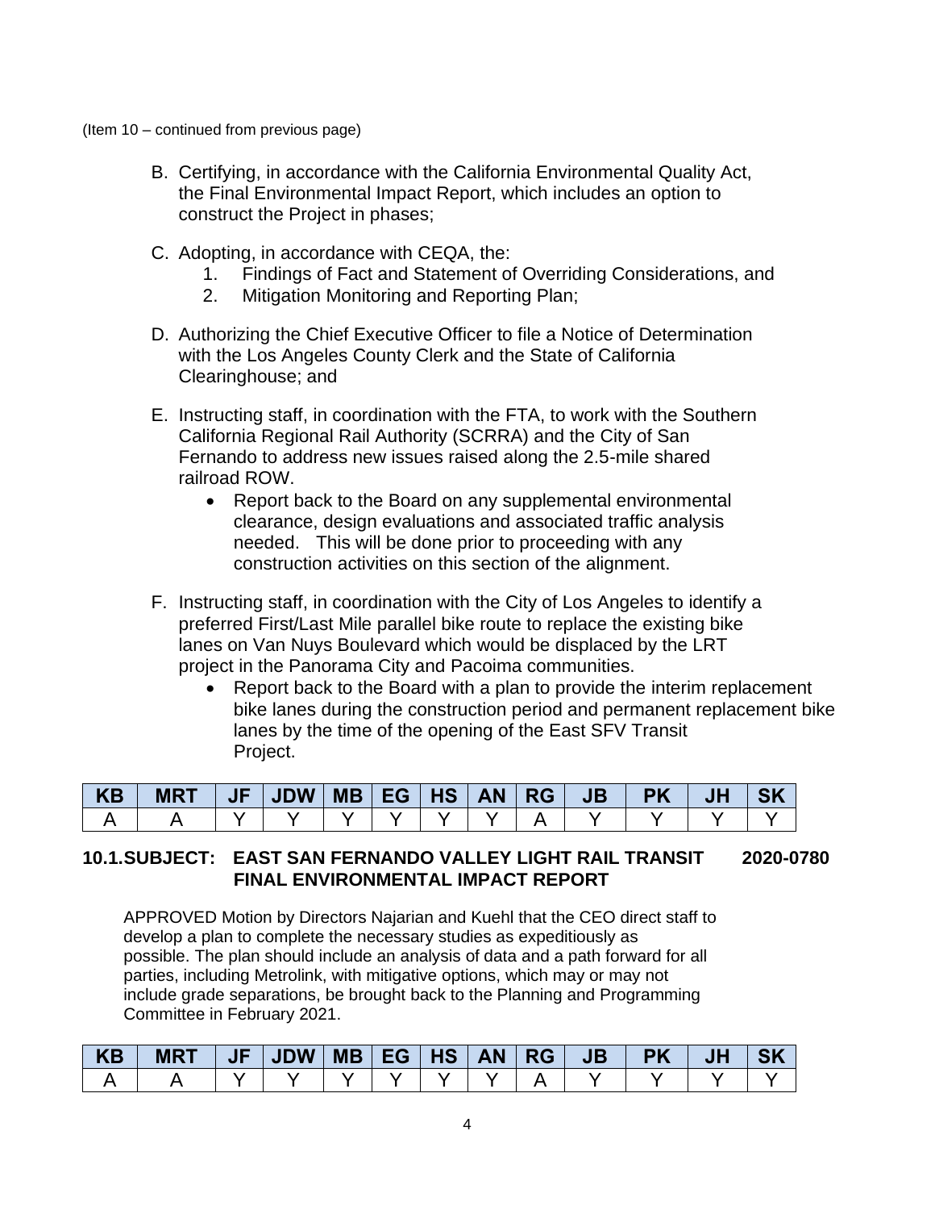(Item 10 – continued from previous page)

B. Certifying, in accordance with the California Environmental Quality Act, the Final Environmental Impact Report, which includes an option to construct the Project in phases;

C. Adopting, in accordance with CEQA, the:
   1. Findings of Fact and Statement of Overriding Considerations, and
   2. Mitigation Monitoring and Reporting Plan;

D. Authorizing the Chief Executive Officer to file a Notice of Determination with the Los Angeles County Clerk and the State of California Clearinghouse; and

E. Instructing staff, in coordination with the FTA, to work with the Southern California Regional Rail Authority (SCRRA) and the City of San Fernando to address new issues raised along the 2.5-mile shared railroad ROW.
   - Report back to the Board on any supplemental environmental clearance, design evaluations and associated traffic analysis needed. This will be done prior to proceeding with any construction activities on this section of the alignment.

F. Instructing staff, in coordination with the City of Los Angeles to identify a preferred First/Last Mile parallel bike route to replace the existing bike lanes on Van Nuys Boulevard which would be displaced by the LRT project in the Panorama City and Pacoima communities.
   - Report back to the Board with a plan to provide the interim replacement bike lanes during the construction period and permanent replacement bike lanes by the time of the opening of the East SFV Transit Project.

| KB | MRT | JF | JDW | MB | EG | HS | AN | RG | JB | PK | JH | SK |
|---|---|---|---|---|---|---|---|---|---|---|---|---|
| A | A | Y | Y | Y | Y | Y | Y | A | Y | Y | Y | Y |

## 10.1. SUBJECT: EAST SAN FERNANDO VALLEY LIGHT RAIL TRANSIT FINAL ENVIRONMENTAL IMPACT REPORT — 2020-0780

APPROVED Motion by Directors Najarian and Kuehl that the CEO direct staff to develop a plan to complete the necessary studies as expeditiously as possible. The plan should include an analysis of data and a path forward for all parties, including Metrolink, with mitigative options, which may or may not include grade separations, be brought back to the Planning and Programming Committee in February 2021.

| KB | MRT | JF | JDW | MB | EG | HS | AN | RG | JB | PK | JH | SK |
|---|---|---|---|---|---|---|---|---|---|---|---|---|
| A | A | Y | Y | Y | Y | Y | Y | A | Y | Y | Y | Y |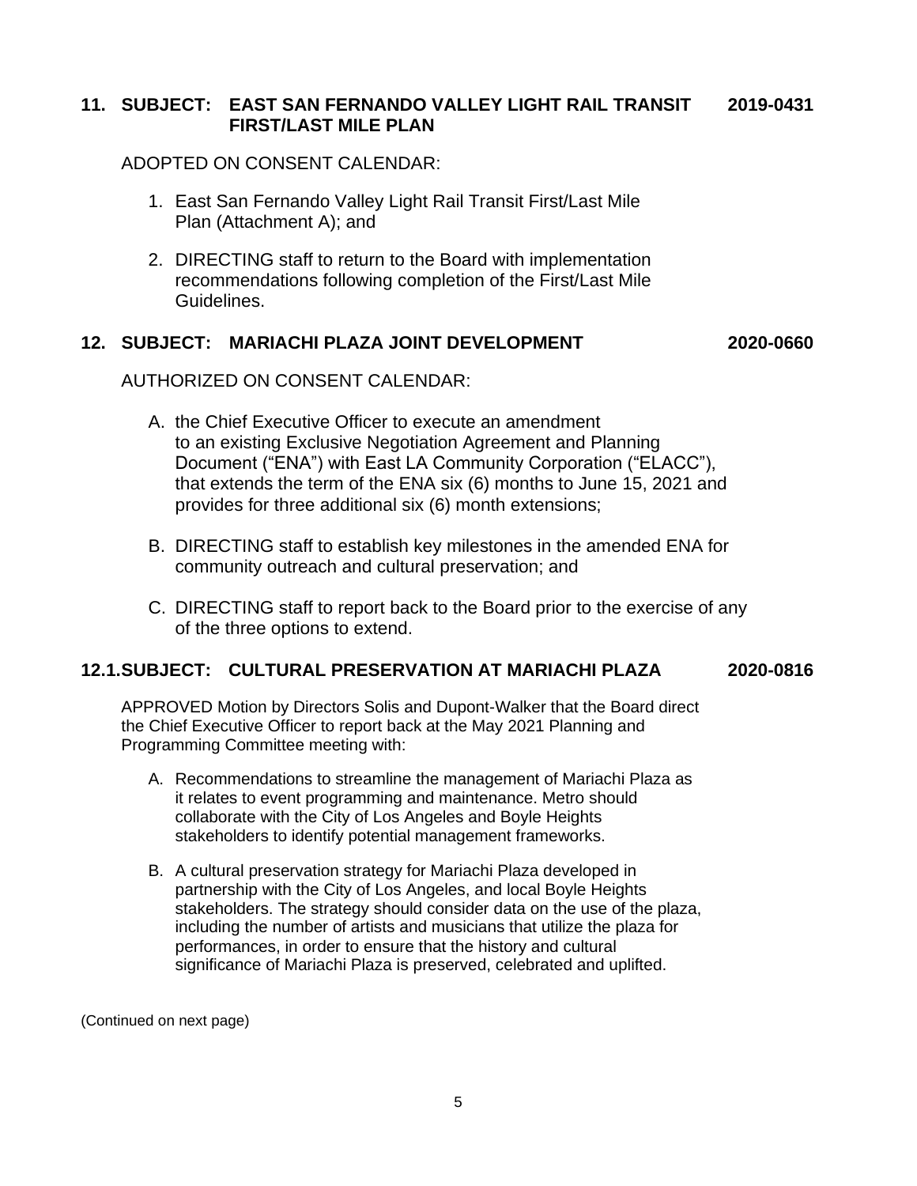## 11. SUBJECT: EAST SAN FERNANDO VALLEY LIGHT RAIL TRANSIT FIRST/LAST MILE PLAN — 2019-0431

ADOPTED ON CONSENT CALENDAR:

1. East San Fernando Valley Light Rail Transit First/Last Mile Plan (Attachment A); and

2. DIRECTING staff to return to the Board with implementation recommendations following completion of the First/Last Mile Guidelines.

## 12. SUBJECT: MARIACHI PLAZA JOINT DEVELOPMENT — 2020-0660

AUTHORIZED ON CONSENT CALENDAR:

A. the Chief Executive Officer to execute an amendment to an existing Exclusive Negotiation Agreement and Planning Document ("ENA") with East LA Community Corporation ("ELACC"), that extends the term of the ENA six (6) months to June 15, 2021 and provides for three additional six (6) month extensions;

B. DIRECTING staff to establish key milestones in the amended ENA for community outreach and cultural preservation; and

C. DIRECTING staff to report back to the Board prior to the exercise of any of the three options to extend.

## 12.1. SUBJECT: CULTURAL PRESERVATION AT MARIACHI PLAZA — 2020-0816

APPROVED Motion by Directors Solis and Dupont-Walker that the Board direct the Chief Executive Officer to report back at the May 2021 Planning and Programming Committee meeting with:

A. Recommendations to streamline the management of Mariachi Plaza as it relates to event programming and maintenance. Metro should collaborate with the City of Los Angeles and Boyle Heights stakeholders to identify potential management frameworks.

B. A cultural preservation strategy for Mariachi Plaza developed in partnership with the City of Los Angeles, and local Boyle Heights stakeholders. The strategy should consider data on the use of the plaza, including the number of artists and musicians that utilize the plaza for performances, in order to ensure that the history and cultural significance of Mariachi Plaza is preserved, celebrated and uplifted.

(Continued on next page)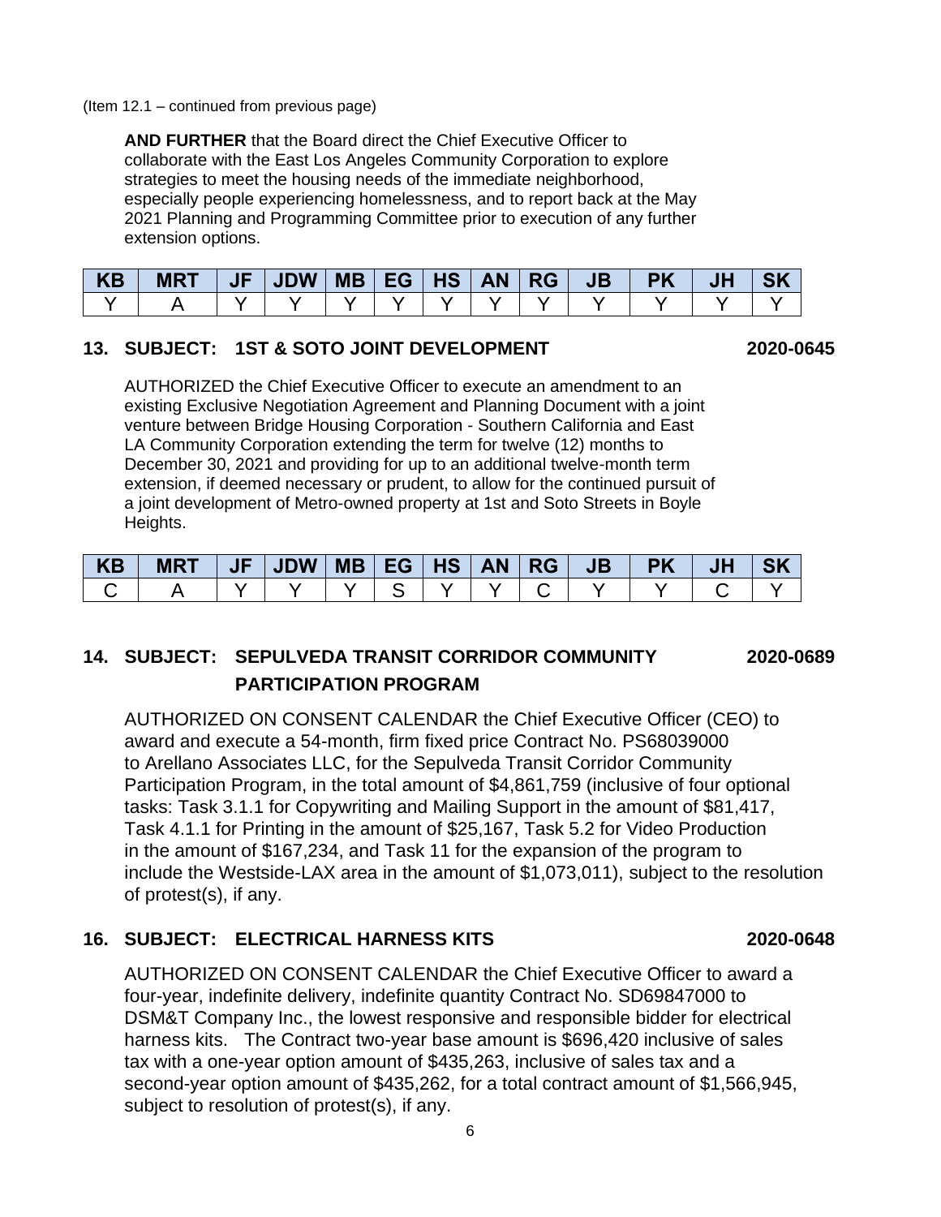(Item 12.1 – continued from previous page)

**AND FURTHER** that the Board direct the Chief Executive Officer to collaborate with the East Los Angeles Community Corporation to explore strategies to meet the housing needs of the immediate neighborhood, especially people experiencing homelessness, and to report back at the May 2021 Planning and Programming Committee prior to execution of any further extension options.

| KB | MRT | JF | JDW | MB | EG | HS | AN | RG | JB | PK | JH | SK |
|---|---|---|---|---|---|---|---|---|---|---|---|---|
| Y | A | Y | Y | Y | Y | Y | Y | Y | Y | Y | Y | Y |

## 13. SUBJECT: 1ST & SOTO JOINT DEVELOPMENT 2020-0645

AUTHORIZED the Chief Executive Officer to execute an amendment to an existing Exclusive Negotiation Agreement and Planning Document with a joint venture between Bridge Housing Corporation - Southern California and East LA Community Corporation extending the term for twelve (12) months to December 30, 2021 and providing for up to an additional twelve-month term extension, if deemed necessary or prudent, to allow for the continued pursuit of a joint development of Metro-owned property at 1st and Soto Streets in Boyle Heights.

| KB | MRT | JF | JDW | MB | EG | HS | AN | RG | JB | PK | JH | SK |
|---|---|---|---|---|---|---|---|---|---|---|---|---|
| C | A | Y | Y | Y | S | Y | Y | C | Y | Y | C | Y |

## 14. SUBJECT: SEPULVEDA TRANSIT CORRIDOR COMMUNITY PARTICIPATION PROGRAM 2020-0689

AUTHORIZED ON CONSENT CALENDAR the Chief Executive Officer (CEO) to award and execute a 54-month, firm fixed price Contract No. PS68039000 to Arellano Associates LLC, for the Sepulveda Transit Corridor Community Participation Program, in the total amount of $4,861,759 (inclusive of four optional tasks: Task 3.1.1 for Copywriting and Mailing Support in the amount of $81,417, Task 4.1.1 for Printing in the amount of $25,167, Task 5.2 for Video Production in the amount of $167,234, and Task 11 for the expansion of the program to include the Westside-LAX area in the amount of $1,073,011), subject to the resolution of protest(s), if any.

## 16. SUBJECT: ELECTRICAL HARNESS KITS 2020-0648

AUTHORIZED ON CONSENT CALENDAR the Chief Executive Officer to award a four-year, indefinite delivery, indefinite quantity Contract No. SD69847000 to DSM&T Company Inc., the lowest responsive and responsible bidder for electrical harness kits. The Contract two-year base amount is $696,420 inclusive of sales tax with a one-year option amount of $435,263, inclusive of sales tax and a second-year option amount of $435,262, for a total contract amount of $1,566,945, subject to resolution of protest(s), if any.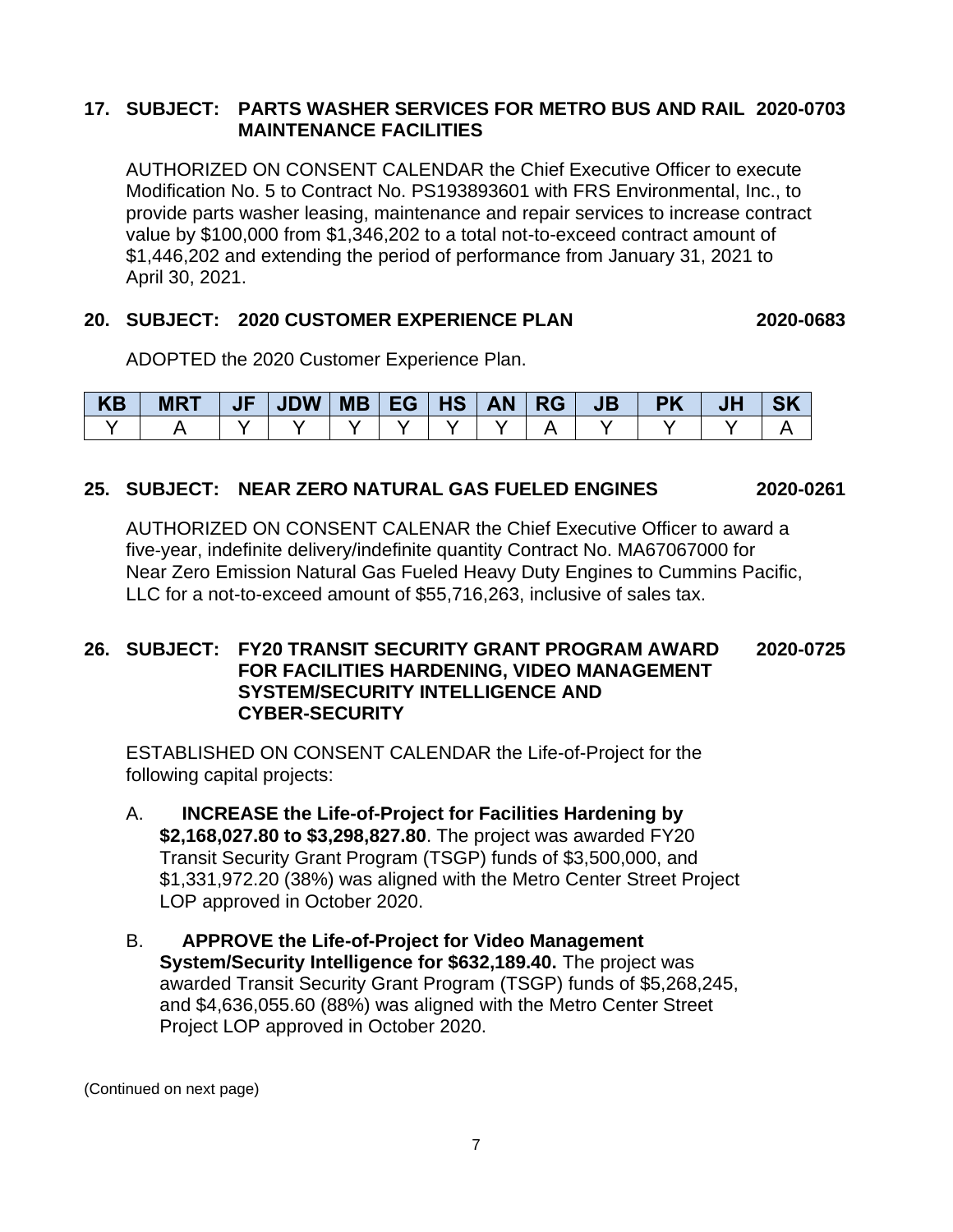**17. SUBJECT: PARTS WASHER SERVICES FOR METRO BUS AND RAIL MAINTENANCE FACILITIES** **2020-0703**

AUTHORIZED ON CONSENT CALENDAR the Chief Executive Officer to execute Modification No. 5 to Contract No. PS193893601 with FRS Environmental, Inc., to provide parts washer leasing, maintenance and repair services to increase contract value by $100,000 from $1,346,202 to a total not-to-exceed contract amount of $1,446,202 and extending the period of performance from January 31, 2021 to April 30, 2021.

**20. SUBJECT: 2020 CUSTOMER EXPERIENCE PLAN** **2020-0683**

ADOPTED the 2020 Customer Experience Plan.

| KB | MRT | JF | JDW | MB | EG | HS | AN | RG | JB | PK | JH | SK |
|---|---|---|---|---|---|---|---|---|---|---|---|---|
| Y | A | Y | Y | Y | Y | Y | Y | A | Y | Y | Y | A |

**25. SUBJECT: NEAR ZERO NATURAL GAS FUELED ENGINES** **2020-0261**

AUTHORIZED ON CONSENT CALENAR the Chief Executive Officer to award a five-year, indefinite delivery/indefinite quantity Contract No. MA67067000 for Near Zero Emission Natural Gas Fueled Heavy Duty Engines to Cummins Pacific, LLC for a not-to-exceed amount of $55,716,263, inclusive of sales tax.

**26. SUBJECT: FY20 TRANSIT SECURITY GRANT PROGRAM AWARD FOR FACILITIES HARDENING, VIDEO MANAGEMENT SYSTEM/SECURITY INTELLIGENCE AND CYBER-SECURITY** **2020-0725**

ESTABLISHED ON CONSENT CALENDAR the Life-of-Project for the following capital projects:

A. **INCREASE the Life-of-Project for Facilities Hardening by $2,168,027.80 to $3,298,827.80**. The project was awarded FY20 Transit Security Grant Program (TSGP) funds of $3,500,000, and $1,331,972.20 (38%) was aligned with the Metro Center Street Project LOP approved in October 2020.

B. **APPROVE the Life-of-Project for Video Management System/Security Intelligence for $632,189.40.** The project was awarded Transit Security Grant Program (TSGP) funds of $5,268,245, and $4,636,055.60 (88%) was aligned with the Metro Center Street Project LOP approved in October 2020.

(Continued on next page)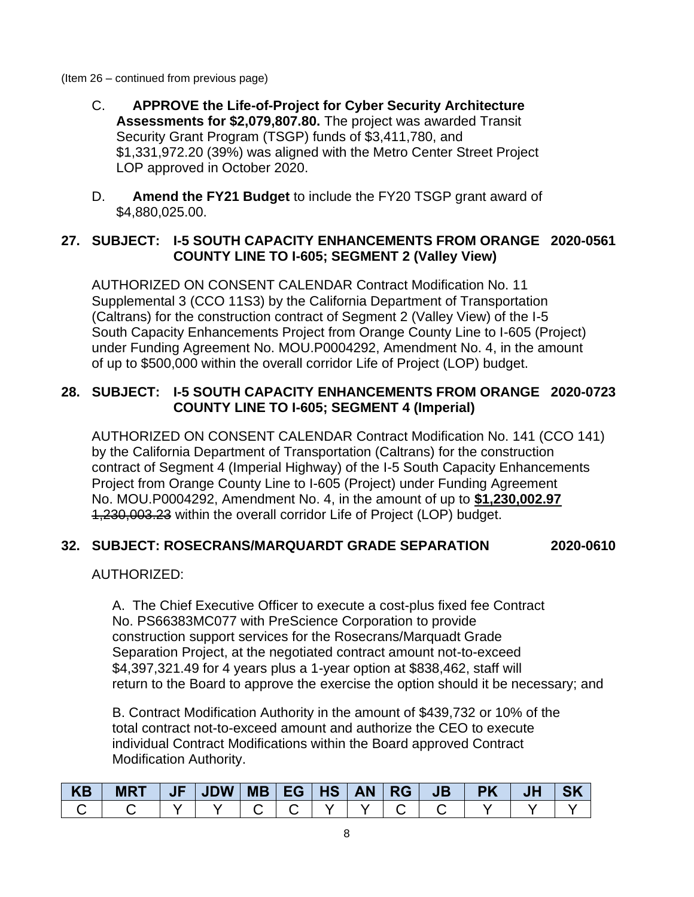(Item 26 – continued from previous page)

C. **APPROVE the Life-of-Project for Cyber Security Architecture Assessments for $2,079,807.80.** The project was awarded Transit Security Grant Program (TSGP) funds of $3,411,780, and $1,331,972.20 (39%) was aligned with the Metro Center Street Project LOP approved in October 2020.

D. **Amend the FY21 Budget** to include the FY20 TSGP grant award of $4,880,025.00.

## 27. SUBJECT: I-5 SOUTH CAPACITY ENHANCEMENTS FROM ORANGE COUNTY LINE TO I-605; SEGMENT 2 (Valley View) 2020-0561

AUTHORIZED ON CONSENT CALENDAR Contract Modification No. 11 Supplemental 3 (CCO 11S3) by the California Department of Transportation (Caltrans) for the construction contract of Segment 2 (Valley View) of the I-5 South Capacity Enhancements Project from Orange County Line to I-605 (Project) under Funding Agreement No. MOU.P0004292, Amendment No. 4, in the amount of up to $500,000 within the overall corridor Life of Project (LOP) budget.

## 28. SUBJECT: I-5 SOUTH CAPACITY ENHANCEMENTS FROM ORANGE COUNTY LINE TO I-605; SEGMENT 4 (Imperial) 2020-0723

AUTHORIZED ON CONSENT CALENDAR Contract Modification No. 141 (CCO 141) by the California Department of Transportation (Caltrans) for the construction contract of Segment 4 (Imperial Highway) of the I-5 South Capacity Enhancements Project from Orange County Line to I-605 (Project) under Funding Agreement No. MOU.P0004292, Amendment No. 4, in the amount of up to **$1,230,002.97** ~~1,230,003.23~~ within the overall corridor Life of Project (LOP) budget.

## 32. SUBJECT: ROSECRANS/MARQUARDT GRADE SEPARATION 2020-0610

AUTHORIZED:

A. The Chief Executive Officer to execute a cost-plus fixed fee Contract No. PS66383MC077 with PreScience Corporation to provide construction support services for the Rosecrans/Marquadt Grade Separation Project, at the negotiated contract amount not-to-exceed $4,397,321.49 for 4 years plus a 1-year option at $838,462, staff will return to the Board to approve the exercise the option should it be necessary; and

B. Contract Modification Authority in the amount of $439,732 or 10% of the total contract not-to-exceed amount and authorize the CEO to execute individual Contract Modifications within the Board approved Contract Modification Authority.

| KB | MRT | JF | JDW | MB | EG | HS | AN | RG | JB | PK | JH | SK |
|---|---|---|---|---|---|---|---|---|---|---|---|---|
| C | C | Y | Y | C | C | Y | Y | C | C | Y | Y | Y |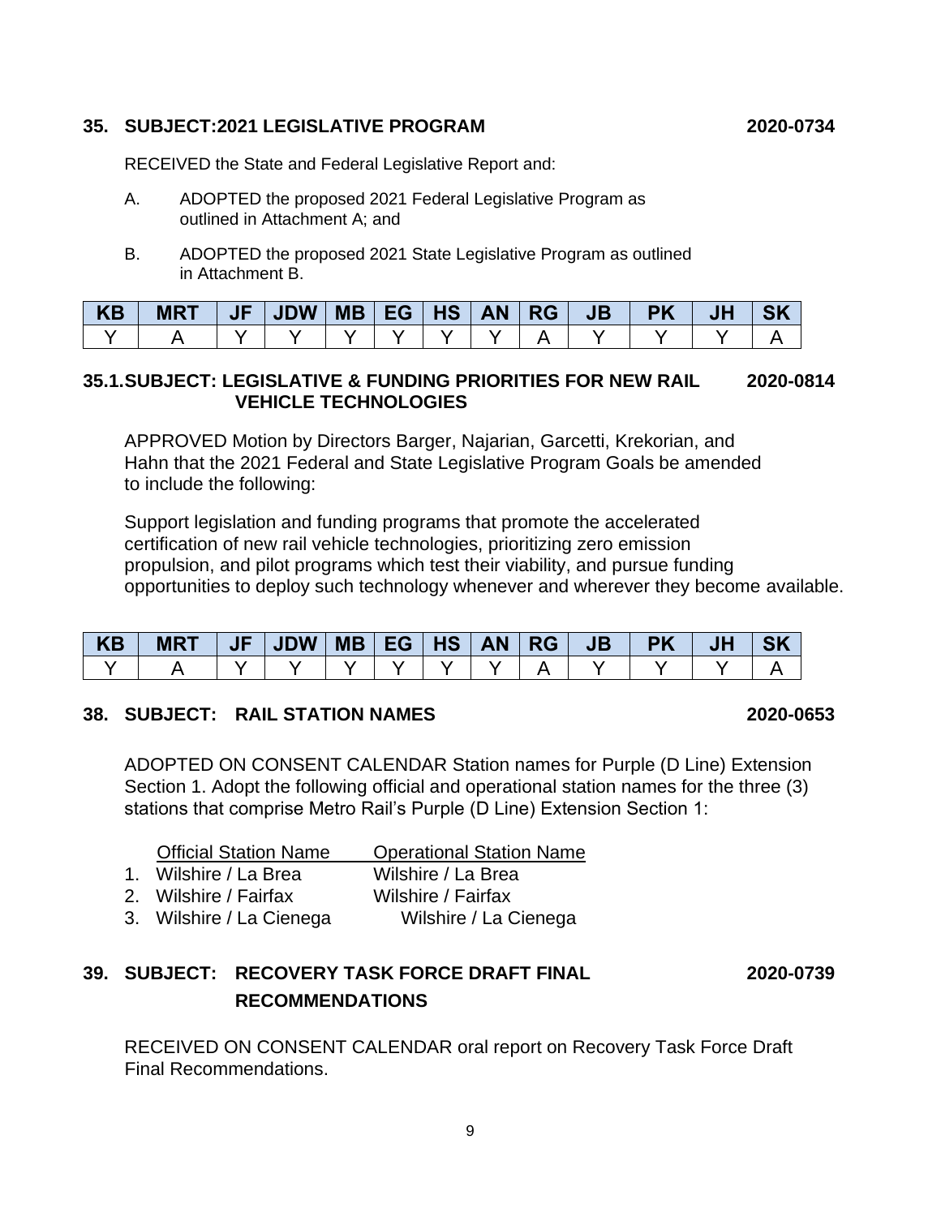### 35. SUBJECT:2021 LEGISLATIVE PROGRAM 2020-0734

RECEIVED the State and Federal Legislative Report and:

A. ADOPTED the proposed 2021 Federal Legislative Program as outlined in Attachment A; and

B. ADOPTED the proposed 2021 State Legislative Program as outlined in Attachment B.

| KB | MRT | JF | JDW | MB | EG | HS | AN | RG | JB | PK | JH | SK |
|---|---|---|---|---|---|---|---|---|---|---|---|---|
| Y | A | Y | Y | Y | Y | Y | Y | A | Y | Y | Y | A |

### 35.1.SUBJECT: LEGISLATIVE & FUNDING PRIORITIES FOR NEW RAIL VEHICLE TECHNOLOGIES 2020-0814

APPROVED Motion by Directors Barger, Najarian, Garcetti, Krekorian, and Hahn that the 2021 Federal and State Legislative Program Goals be amended to include the following:

Support legislation and funding programs that promote the accelerated certification of new rail vehicle technologies, prioritizing zero emission propulsion, and pilot programs which test their viability, and pursue funding opportunities to deploy such technology whenever and wherever they become available.

| KB | MRT | JF | JDW | MB | EG | HS | AN | RG | JB | PK | JH | SK |
|---|---|---|---|---|---|---|---|---|---|---|---|---|
| Y | A | Y | Y | Y | Y | Y | Y | A | Y | Y | Y | A |

### 38. SUBJECT: RAIL STATION NAMES 2020-0653

ADOPTED ON CONSENT CALENDAR Station names for Purple (D Line) Extension Section 1. Adopt the following official and operational station names for the three (3) stations that comprise Metro Rail's Purple (D Line) Extension Section 1:

| | Official Station Name | Operational Station Name |
|---|---|---|
| 1. | Wilshire / La Brea | Wilshire / La Brea |
| 2. | Wilshire / Fairfax | Wilshire / Fairfax |
| 3. | Wilshire / La Cienega | Wilshire / La Cienega |

### 39. SUBJECT: RECOVERY TASK FORCE DRAFT FINAL RECOMMENDATIONS 2020-0739

RECEIVED ON CONSENT CALENDAR oral report on Recovery Task Force Draft Final Recommendations.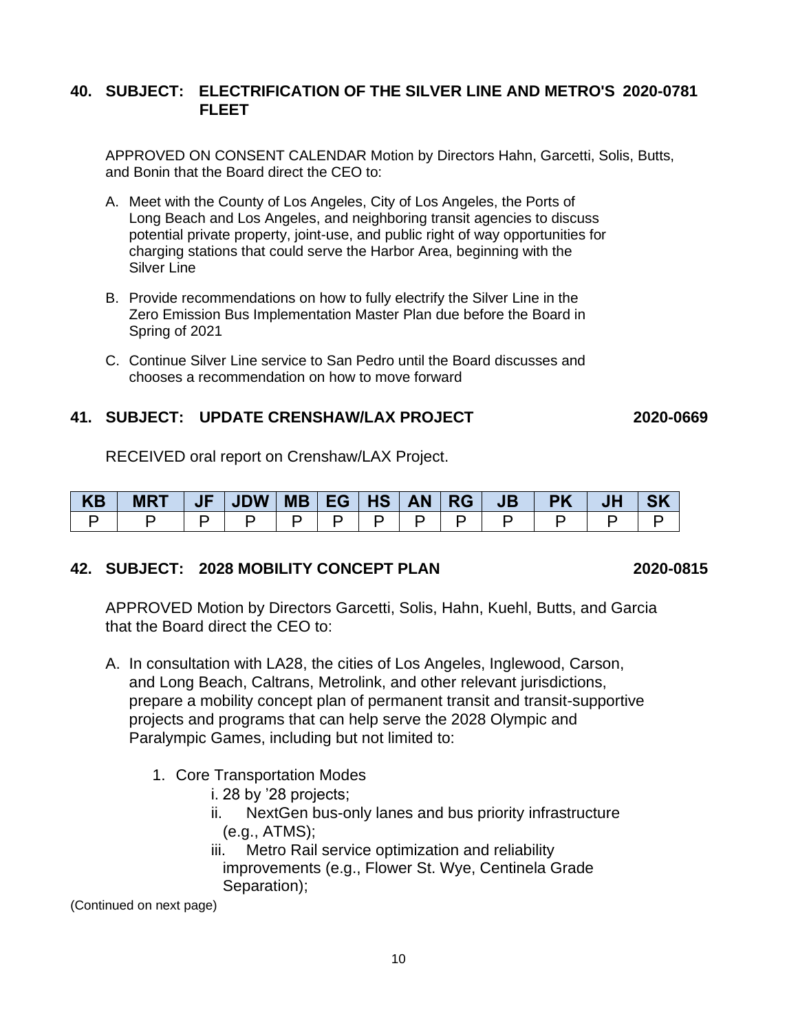**40. SUBJECT: ELECTRIFICATION OF THE SILVER LINE AND METRO'S FLEET** **2020-0781**

APPROVED ON CONSENT CALENDAR Motion by Directors Hahn, Garcetti, Solis, Butts, and Bonin that the Board direct the CEO to:

A. Meet with the County of Los Angeles, City of Los Angeles, the Ports of Long Beach and Los Angeles, and neighboring transit agencies to discuss potential private property, joint-use, and public right of way opportunities for charging stations that could serve the Harbor Area, beginning with the Silver Line

B. Provide recommendations on how to fully electrify the Silver Line in the Zero Emission Bus Implementation Master Plan due before the Board in Spring of 2021

C. Continue Silver Line service to San Pedro until the Board discusses and chooses a recommendation on how to move forward

**41. SUBJECT: UPDATE CRENSHAW/LAX PROJECT** **2020-0669**

RECEIVED oral report on Crenshaw/LAX Project.

| KB | MRT | JF | JDW | MB | EG | HS | AN | RG | JB | PK | JH | SK |
|---|---|---|---|---|---|---|---|---|---|---|---|---|
| P | P | P | P | P | P | P | P | P | P | P | P | P |

**42. SUBJECT: 2028 MOBILITY CONCEPT PLAN** **2020-0815**

APPROVED Motion by Directors Garcetti, Solis, Hahn, Kuehl, Butts, and Garcia that the Board direct the CEO to:

A. In consultation with LA28, the cities of Los Angeles, Inglewood, Carson, and Long Beach, Caltrans, Metrolink, and other relevant jurisdictions, prepare a mobility concept plan of permanent transit and transit-supportive projects and programs that can help serve the 2028 Olympic and Paralympic Games, including but not limited to:

   1. Core Transportation Modes
      - i. 28 by '28 projects;
      - ii. NextGen bus-only lanes and bus priority infrastructure (e.g., ATMS);
      - iii. Metro Rail service optimization and reliability improvements (e.g., Flower St. Wye, Centinela Grade Separation);

(Continued on next page)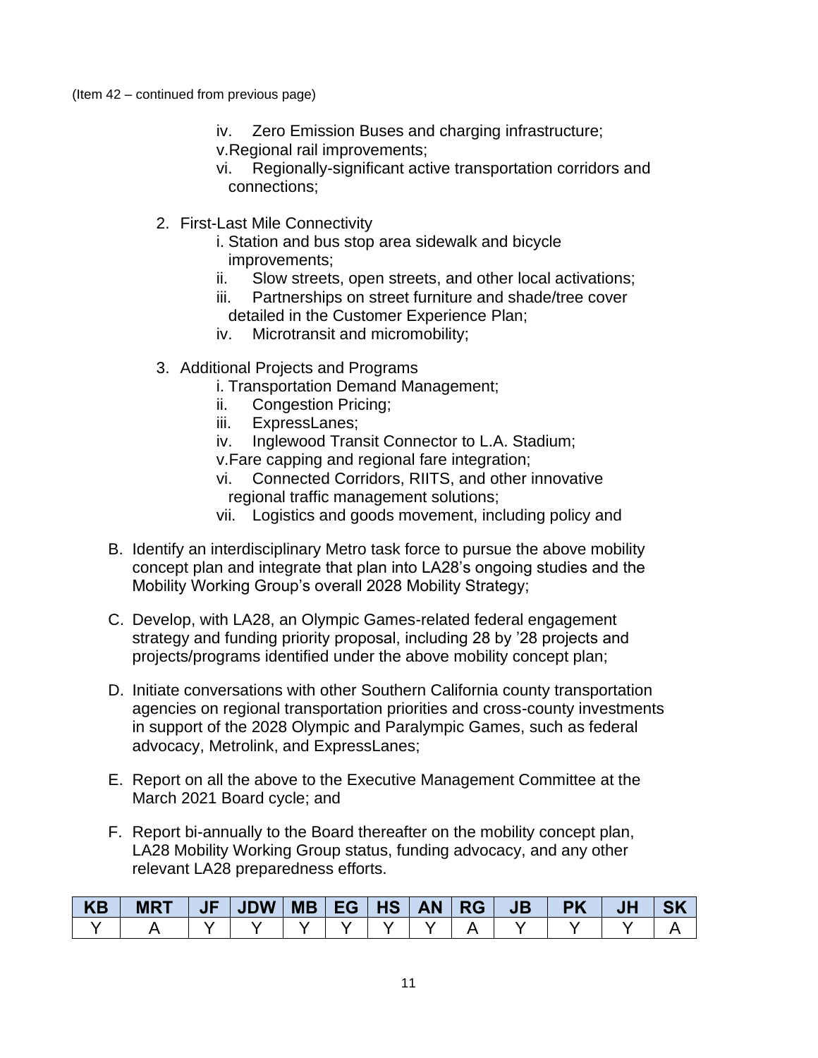(Item 42 – continued from previous page)

- iv. Zero Emission Buses and charging infrastructure;
- v. Regional rail improvements;
- vi. Regionally-significant active transportation corridors and connections;

2. First-Last Mile Connectivity
   - i. Station and bus stop area sidewalk and bicycle improvements;
   - ii. Slow streets, open streets, and other local activations;
   - iii. Partnerships on street furniture and shade/tree cover detailed in the Customer Experience Plan;
   - iv. Microtransit and micromobility;

3. Additional Projects and Programs
   - i. Transportation Demand Management;
   - ii. Congestion Pricing;
   - iii. ExpressLanes;
   - iv. Inglewood Transit Connector to L.A. Stadium;
   - v. Fare capping and regional fare integration;
   - vi. Connected Corridors, RIITS, and other innovative regional traffic management solutions;
   - vii. Logistics and goods movement, including policy and

B. Identify an interdisciplinary Metro task force to pursue the above mobility concept plan and integrate that plan into LA28's ongoing studies and the Mobility Working Group's overall 2028 Mobility Strategy;

C. Develop, with LA28, an Olympic Games-related federal engagement strategy and funding priority proposal, including 28 by '28 projects and projects/programs identified under the above mobility concept plan;

D. Initiate conversations with other Southern California county transportation agencies on regional transportation priorities and cross-county investments in support of the 2028 Olympic and Paralympic Games, such as federal advocacy, Metrolink, and ExpressLanes;

E. Report on all the above to the Executive Management Committee at the March 2021 Board cycle; and

F. Report bi-annually to the Board thereafter on the mobility concept plan, LA28 Mobility Working Group status, funding advocacy, and any other relevant LA28 preparedness efforts.

| KB | MRT | JF | JDW | MB | EG | HS | AN | RG | JB | PK | JH | SK |
|---|---|---|---|---|---|---|---|---|---|---|---|---|
| Y | A | Y | Y | Y | Y | Y | Y | A | Y | Y | Y | A |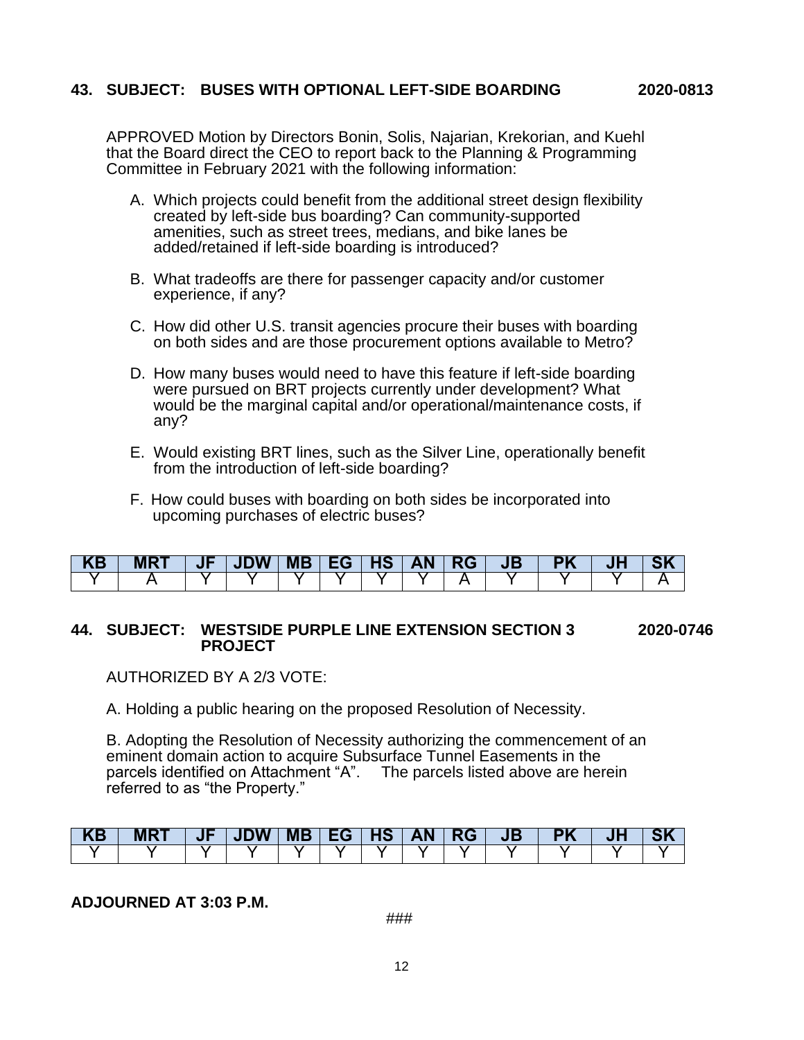**43. SUBJECT: BUSES WITH OPTIONAL LEFT-SIDE BOARDING 2020-0813**

APPROVED Motion by Directors Bonin, Solis, Najarian, Krekorian, and Kuehl that the Board direct the CEO to report back to the Planning & Programming Committee in February 2021 with the following information:

A. Which projects could benefit from the additional street design flexibility created by left-side bus boarding? Can community-supported amenities, such as street trees, medians, and bike lanes be added/retained if left-side boarding is introduced?

B. What tradeoffs are there for passenger capacity and/or customer experience, if any?

C. How did other U.S. transit agencies procure their buses with boarding on both sides and are those procurement options available to Metro?

D. How many buses would need to have this feature if left-side boarding were pursued on BRT projects currently under development? What would be the marginal capital and/or operational/maintenance costs, if any?

E. Would existing BRT lines, such as the Silver Line, operationally benefit from the introduction of left-side boarding?

F. How could buses with boarding on both sides be incorporated into upcoming purchases of electric buses?

| KB | MRT | JF | JDW | MB | EG | HS | AN | RG | JB | PK | JH | SK |
|---|---|---|---|---|---|---|---|---|---|---|---|---|
| Y | A | Y | Y | Y | Y | Y | Y | A | Y | Y | Y | A |

**44. SUBJECT: WESTSIDE PURPLE LINE EXTENSION SECTION 3 PROJECT 2020-0746**

AUTHORIZED BY A 2/3 VOTE:

A. Holding a public hearing on the proposed Resolution of Necessity.

B. Adopting the Resolution of Necessity authorizing the commencement of an eminent domain action to acquire Subsurface Tunnel Easements in the parcels identified on Attachment "A". The parcels listed above are herein referred to as "the Property."

| KB | MRT | JF | JDW | MB | EG | HS | AN | RG | JB | PK | JH | SK |
|---|---|---|---|---|---|---|---|---|---|---|---|---|
| Y | Y | Y | Y | Y | Y | Y | Y | Y | Y | Y | Y | Y |

**ADJOURNED AT 3:03 P.M.**

###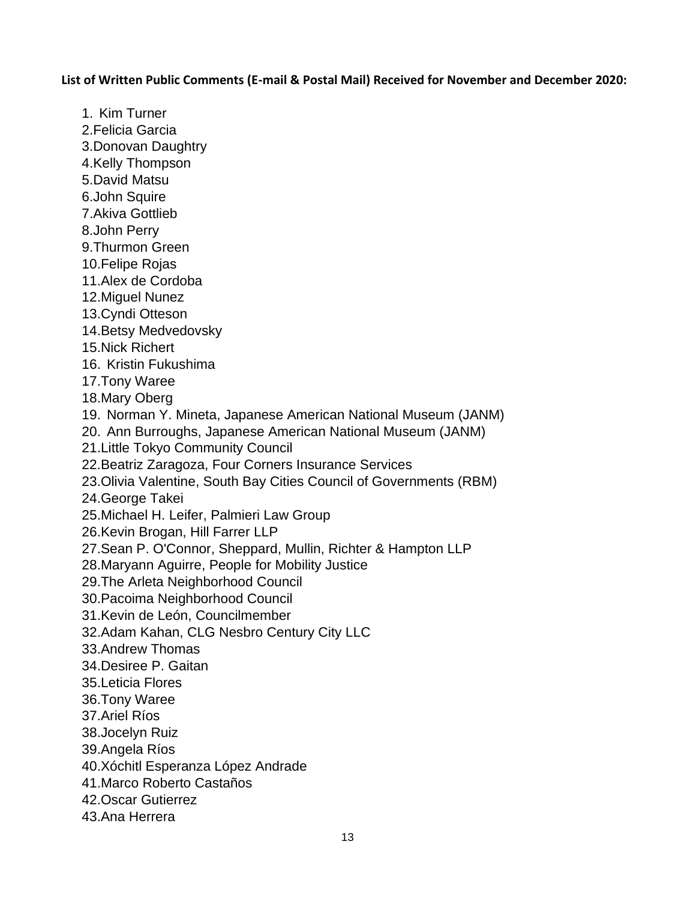**List of Written Public Comments (E-mail & Postal Mail) Received for November and December 2020:**

1. Kim Turner
2. Felicia Garcia
3. Donovan Daughtry
4. Kelly Thompson
5. David Matsu
6. John Squire
7. Akiva Gottlieb
8. John Perry
9. Thurmon Green
10. Felipe Rojas
11. Alex de Cordoba
12. Miguel Nunez
13. Cyndi Otteson
14. Betsy Medvedovsky
15. Nick Richert
16. Kristin Fukushima
17. Tony Waree
18. Mary Oberg
19. Norman Y. Mineta, Japanese American National Museum (JANM)
20. Ann Burroughs, Japanese American National Museum (JANM)
21. Little Tokyo Community Council
22. Beatriz Zaragoza, Four Corners Insurance Services
23. Olivia Valentine, South Bay Cities Council of Governments (RBM)
24. George Takei
25. Michael H. Leifer, Palmieri Law Group
26. Kevin Brogan, Hill Farrer LLP
27. Sean P. O'Connor, Sheppard, Mullin, Richter & Hampton LLP
28. Maryann Aguirre, People for Mobility Justice
29. The Arleta Neighborhood Council
30. Pacoima Neighborhood Council
31. Kevin de León, Councilmember
32. Adam Kahan, CLG Nesbro Century City LLC
33. Andrew Thomas
34. Desiree P. Gaitan
35. Leticia Flores
36. Tony Waree
37. Ariel Ríos
38. Jocelyn Ruiz
39. Angela Ríos
40. Xóchitl Esperanza López Andrade
41. Marco Roberto Castaños
42. Oscar Gutierrez
43. Ana Herrera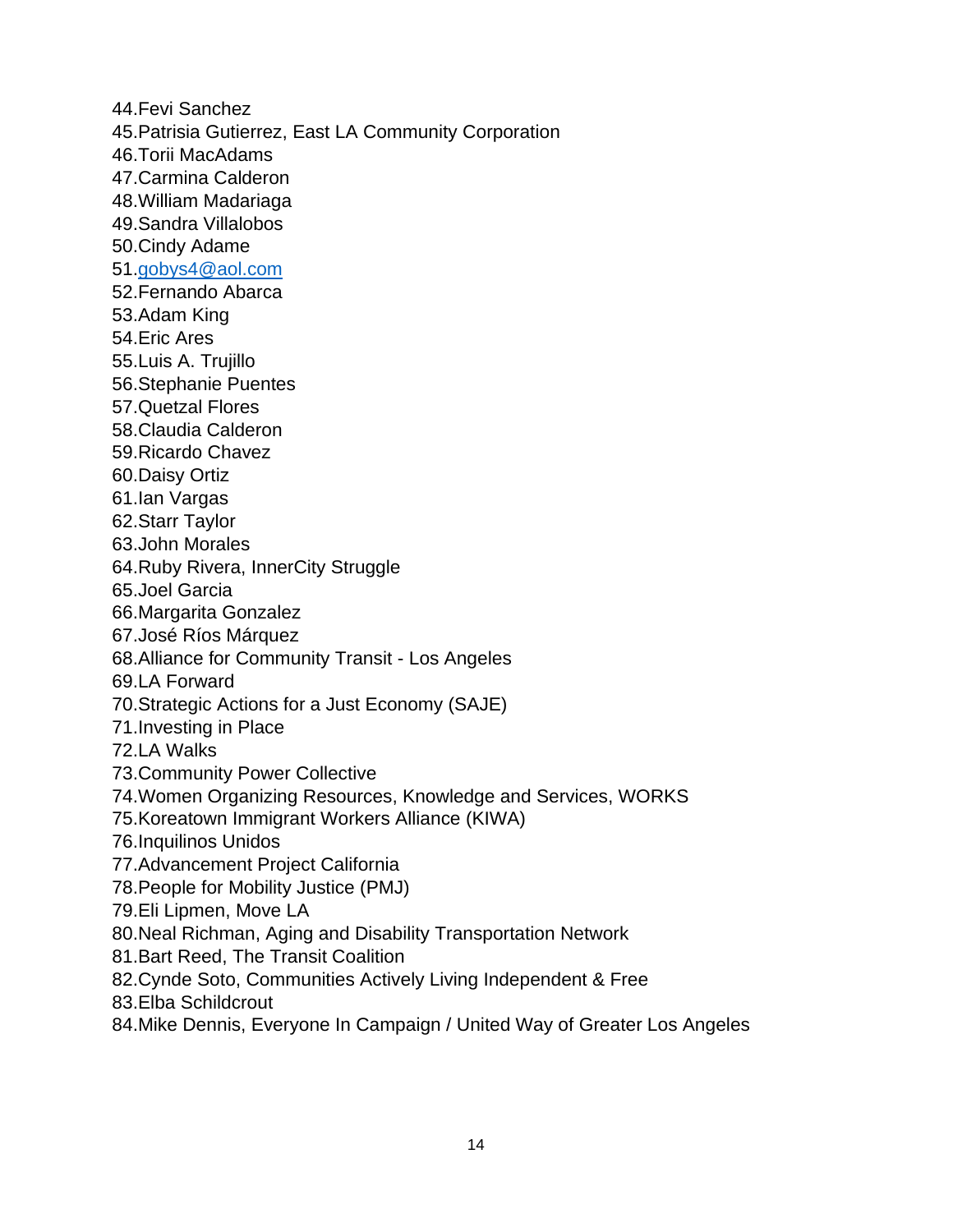44. Fevi Sanchez
45. Patrisia Gutierrez, East LA Community Corporation
46. Torii MacAdams
47. Carmina Calderon
48. William Madariaga
49. Sandra Villalobos
50. Cindy Adame
51. gobys4@aol.com
52. Fernando Abarca
53. Adam King
54. Eric Ares
55. Luis A. Trujillo
56. Stephanie Puentes
57. Quetzal Flores
58. Claudia Calderon
59. Ricardo Chavez
60. Daisy Ortiz
61. Ian Vargas
62. Starr Taylor
63. John Morales
64. Ruby Rivera, InnerCity Struggle
65. Joel Garcia
66. Margarita Gonzalez
67. José Ríos Márquez
68. Alliance for Community Transit - Los Angeles
69. LA Forward
70. Strategic Actions for a Just Economy (SAJE)
71. Investing in Place
72. LA Walks
73. Community Power Collective
74. Women Organizing Resources, Knowledge and Services, WORKS
75. Koreatown Immigrant Workers Alliance (KIWA)
76. Inquilinos Unidos
77. Advancement Project California
78. People for Mobility Justice (PMJ)
79. Eli Lipmen, Move LA
80. Neal Richman, Aging and Disability Transportation Network
81. Bart Reed, The Transit Coalition
82. Cynde Soto, Communities Actively Living Independent & Free
83. Elba Schildcrout
84. Mike Dennis, Everyone In Campaign / United Way of Greater Los Angeles